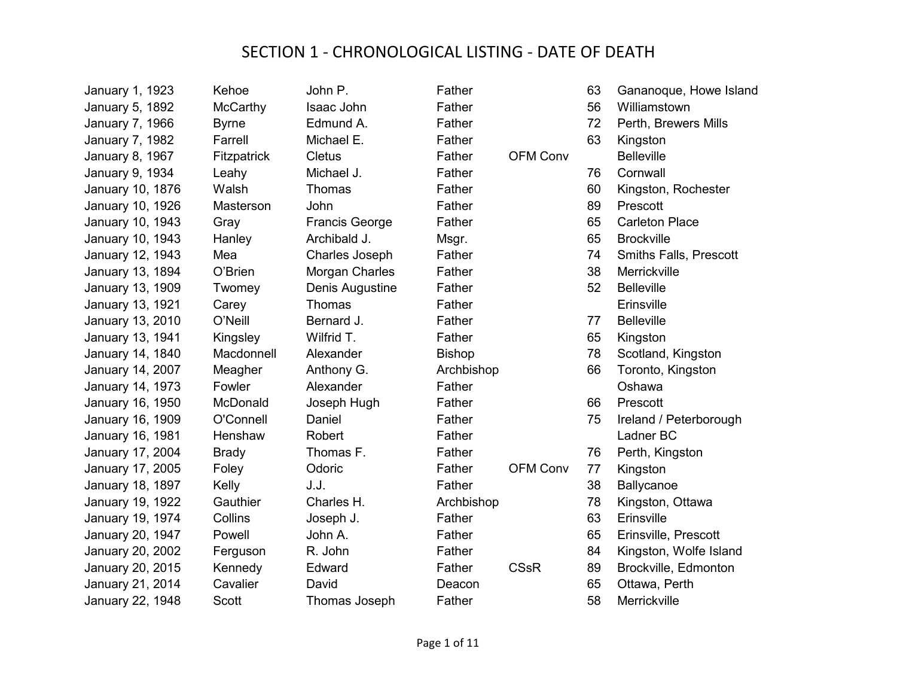# SECTION 1 - CHRONOLOGICAL LISTING - DATE OF DEATH

| Date of Death | Surname | Given Name | Title | Order | Age | Places |
|---|---|---|---|---|---|---|
| January 1, 1923 | Kehoe | John P. | Father | | 63 | Gananoque, Howe Island |
| January 5, 1892 | McCarthy | Isaac John | Father | | 56 | Williamstown |
| January 7, 1966 | Byrne | Edmund A. | Father | | 72 | Perth, Brewers Mills |
| January 7, 1982 | Farrell | Michael E. | Father | | 63 | Kingston |
| January 8, 1967 | Fitzpatrick | Cletus | Father | OFM Conv | | Belleville |
| January 9, 1934 | Leahy | Michael J. | Father | | 76 | Cornwall |
| January 10, 1876 | Walsh | Thomas | Father | | 60 | Kingston, Rochester |
| January 10, 1926 | Masterson | John | Father | | 89 | Prescott |
| January 10, 1943 | Gray | Francis George | Father | | 65 | Carleton Place |
| January 10, 1943 | Hanley | Archibald J. | Msgr. | | 65 | Brockville |
| January 12, 1943 | Mea | Charles Joseph | Father | | 74 | Smiths Falls, Prescott |
| January 13, 1894 | O'Brien | Morgan Charles | Father | | 38 | Merrickville |
| January 13, 1909 | Twomey | Denis Augustine | Father | | 52 | Belleville |
| January 13, 1921 | Carey | Thomas | Father | | | Erinsville |
| January 13, 2010 | O'Neill | Bernard J. | Father | | 77 | Belleville |
| January 13, 1941 | Kingsley | Wilfrid T. | Father | | 65 | Kingston |
| January 14, 1840 | Macdonnell | Alexander | Bishop | | 78 | Scotland, Kingston |
| January 14, 2007 | Meagher | Anthony G. | Archbishop | | 66 | Toronto, Kingston |
| January 14, 1973 | Fowler | Alexander | Father | | | Oshawa |
| January 16, 1950 | McDonald | Joseph Hugh | Father | | 66 | Prescott |
| January 16, 1909 | O'Connell | Daniel | Father | | 75 | Ireland / Peterborough |
| January 16, 1981 | Henshaw | Robert | Father | | | Ladner BC |
| January 17, 2004 | Brady | Thomas F. | Father | | 76 | Perth, Kingston |
| January 17, 2005 | Foley | Odoric | Father | OFM Conv | 77 | Kingston |
| January 18, 1897 | Kelly | J.J. | Father | | 38 | Ballycanoe |
| January 19, 1922 | Gauthier | Charles H. | Archbishop | | 78 | Kingston, Ottawa |
| January 19, 1974 | Collins | Joseph J. | Father | | 63 | Erinsville |
| January 20, 1947 | Powell | John A. | Father | | 65 | Erinsville, Prescott |
| January 20, 2002 | Ferguson | R. John | Father | | 84 | Kingston, Wolfe Island |
| January 20, 2015 | Kennedy | Edward | Father | CSsR | 89 | Brockville, Edmonton |
| January 21, 2014 | Cavalier | David | Deacon | | 65 | Ottawa, Perth |
| January 22, 1948 | Scott | Thomas Joseph | Father | | 58 | Merrickville |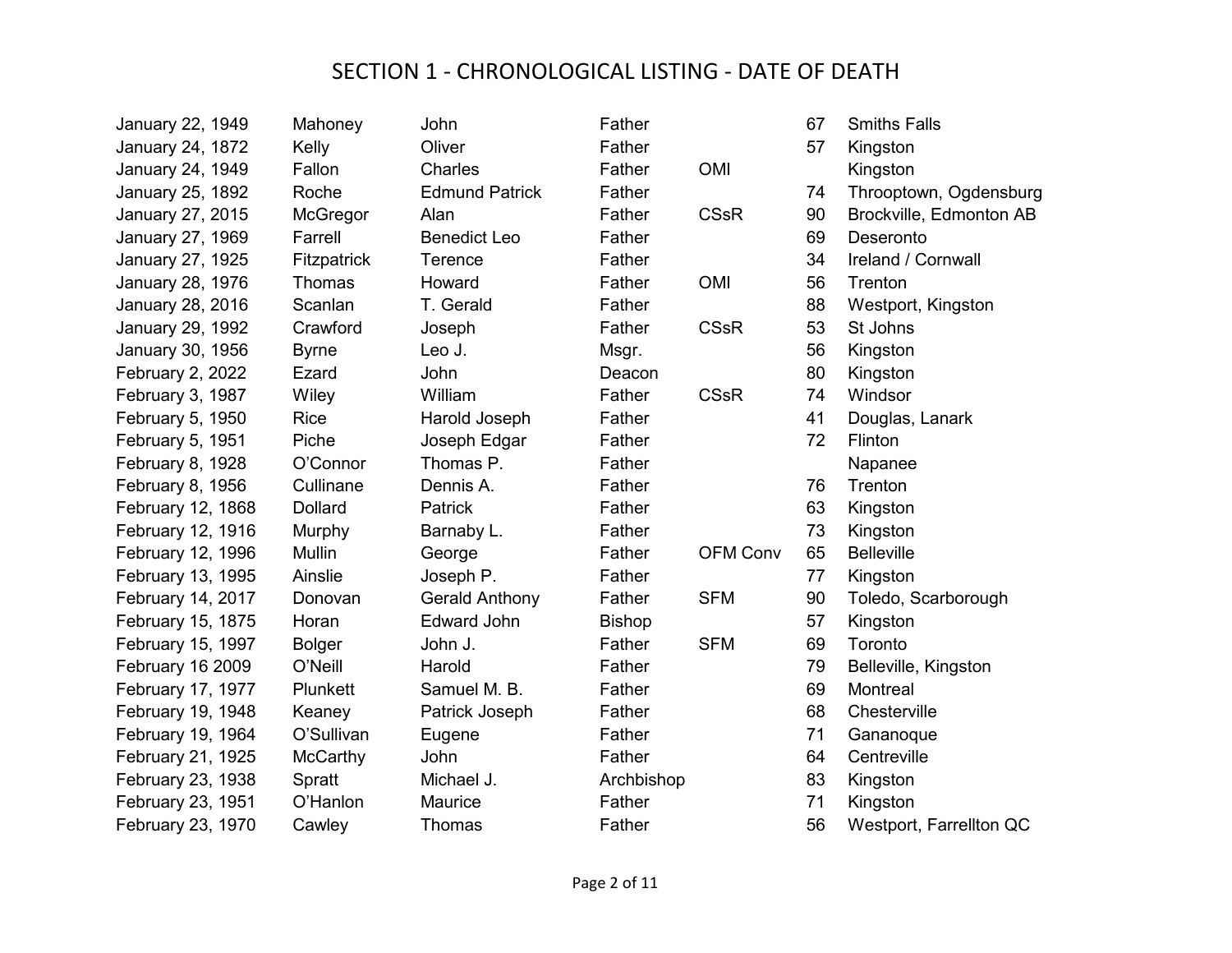# SECTION 1 - CHRONOLOGICAL LISTING - DATE OF DEATH

| | | | | | | |
|---|---|---|---|---|---|---|
| January 22, 1949 | Mahoney | John | Father | | 67 | Smiths Falls |
| January 24, 1872 | Kelly | Oliver | Father | | 57 | Kingston |
| January 24, 1949 | Fallon | Charles | Father | OMI | | Kingston |
| January 25, 1892 | Roche | Edmund Patrick | Father | | 74 | Throoptown, Ogdensburg |
| January 27, 2015 | McGregor | Alan | Father | CSsR | 90 | Brockville, Edmonton AB |
| January 27, 1969 | Farrell | Benedict Leo | Father | | 69 | Deseronto |
| January 27, 1925 | Fitzpatrick | Terence | Father | | 34 | Ireland / Cornwall |
| January 28, 1976 | Thomas | Howard | Father | OMI | 56 | Trenton |
| January 28, 2016 | Scanlan | T. Gerald | Father | | 88 | Westport, Kingston |
| January 29, 1992 | Crawford | Joseph | Father | CSsR | 53 | St Johns |
| January 30, 1956 | Byrne | Leo J. | Msgr. | | 56 | Kingston |
| February 2, 2022 | Ezard | John | Deacon | | 80 | Kingston |
| February 3, 1987 | Wiley | William | Father | CSsR | 74 | Windsor |
| February 5, 1950 | Rice | Harold Joseph | Father | | 41 | Douglas, Lanark |
| February 5, 1951 | Piche | Joseph Edgar | Father | | 72 | Flinton |
| February 8, 1928 | O'Connor | Thomas P. | Father | | | Napanee |
| February 8, 1956 | Cullinane | Dennis A. | Father | | 76 | Trenton |
| February 12, 1868 | Dollard | Patrick | Father | | 63 | Kingston |
| February 12, 1916 | Murphy | Barnaby L. | Father | | 73 | Kingston |
| February 12, 1996 | Mullin | George | Father | OFM Conv | 65 | Belleville |
| February 13, 1995 | Ainslie | Joseph P. | Father | | 77 | Kingston |
| February 14, 2017 | Donovan | Gerald Anthony | Father | SFM | 90 | Toledo, Scarborough |
| February 15, 1875 | Horan | Edward John | Bishop | | 57 | Kingston |
| February 15, 1997 | Bolger | John J. | Father | SFM | 69 | Toronto |
| February 16 2009 | O'Neill | Harold | Father | | 79 | Belleville, Kingston |
| February 17, 1977 | Plunkett | Samuel M. B. | Father | | 69 | Montreal |
| February 19, 1948 | Keaney | Patrick Joseph | Father | | 68 | Chesterville |
| February 19, 1964 | O'Sullivan | Eugene | Father | | 71 | Gananoque |
| February 21, 1925 | McCarthy | John | Father | | 64 | Centreville |
| February 23, 1938 | Spratt | Michael J. | Archbishop | | 83 | Kingston |
| February 23, 1951 | O'Hanlon | Maurice | Father | | 71 | Kingston |
| February 23, 1970 | Cawley | Thomas | Father | | 56 | Westport, Farrellton QC |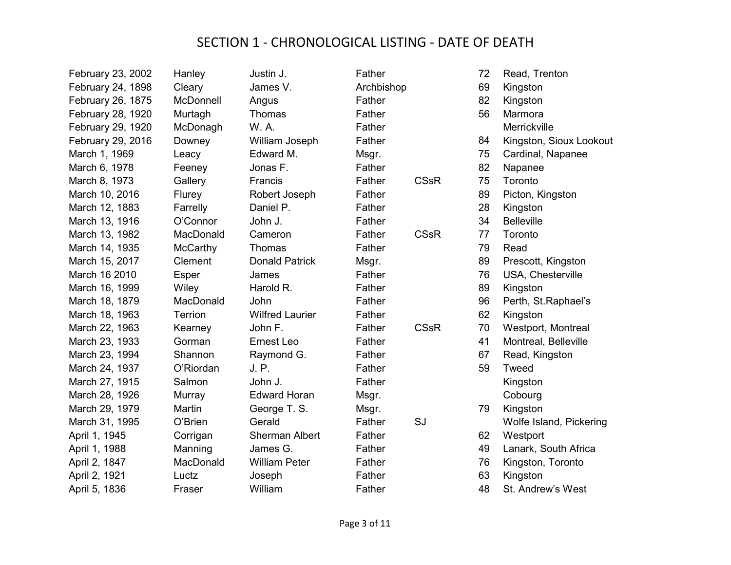# SECTION 1 - CHRONOLOGICAL LISTING - DATE OF DEATH

| Date of Death | Surname | Given Name | Title | Order | Age | Places |
|---|---|---|---|---|---|---|
| February 23, 2002 | Hanley | Justin J. | Father | | 72 | Read, Trenton |
| February 24, 1898 | Cleary | James V. | Archbishop | | 69 | Kingston |
| February 26, 1875 | McDonnell | Angus | Father | | 82 | Kingston |
| February 28, 1920 | Murtagh | Thomas | Father | | 56 | Marmora |
| February 29, 1920 | McDonagh | W. A. | Father | | | Merrickville |
| February 29, 2016 | Downey | William Joseph | Father | | 84 | Kingston, Sioux Lookout |
| March 1, 1969 | Leacy | Edward M. | Msgr. | | 75 | Cardinal, Napanee |
| March 6, 1978 | Feeney | Jonas F. | Father | | 82 | Napanee |
| March 8, 1973 | Gallery | Francis | Father | CSsR | 75 | Toronto |
| March 10, 2016 | Flurey | Robert Joseph | Father | | 89 | Picton, Kingston |
| March 12, 1883 | Farrelly | Daniel P. | Father | | 28 | Kingston |
| March 13, 1916 | O’Connor | John J. | Father | | 34 | Belleville |
| March 13, 1982 | MacDonald | Cameron | Father | CSsR | 77 | Toronto |
| March 14, 1935 | McCarthy | Thomas | Father | | 79 | Read |
| March 15, 2017 | Clement | Donald Patrick | Msgr. | | 89 | Prescott, Kingston |
| March 16 2010 | Esper | James | Father | | 76 | USA, Chesterville |
| March 16, 1999 | Wiley | Harold R. | Father | | 89 | Kingston |
| March 18, 1879 | MacDonald | John | Father | | 96 | Perth, St.Raphael’s |
| March 18, 1963 | Terrion | Wilfred Laurier | Father | | 62 | Kingston |
| March 22, 1963 | Kearney | John F. | Father | CSsR | 70 | Westport, Montreal |
| March 23, 1933 | Gorman | Ernest Leo | Father | | 41 | Montreal, Belleville |
| March 23, 1994 | Shannon | Raymond G. | Father | | 67 | Read, Kingston |
| March 24, 1937 | O’Riordan | J. P. | Father | | 59 | Tweed |
| March 27, 1915 | Salmon | John J. | Father | | | Kingston |
| March 28, 1926 | Murray | Edward Horan | Msgr. | | | Cobourg |
| March 29, 1979 | Martin | George T. S. | Msgr. | | 79 | Kingston |
| March 31, 1995 | O’Brien | Gerald | Father | SJ | | Wolfe Island, Pickering |
| April 1, 1945 | Corrigan | Sherman Albert | Father | | 62 | Westport |
| April 1, 1988 | Manning | James G. | Father | | 49 | Lanark, South Africa |
| April 2, 1847 | MacDonald | William Peter | Father | | 76 | Kingston, Toronto |
| April 2, 1921 | Luctz | Joseph | Father | | 63 | Kingston |
| April 5, 1836 | Fraser | William | Father | | 48 | St. Andrew’s West |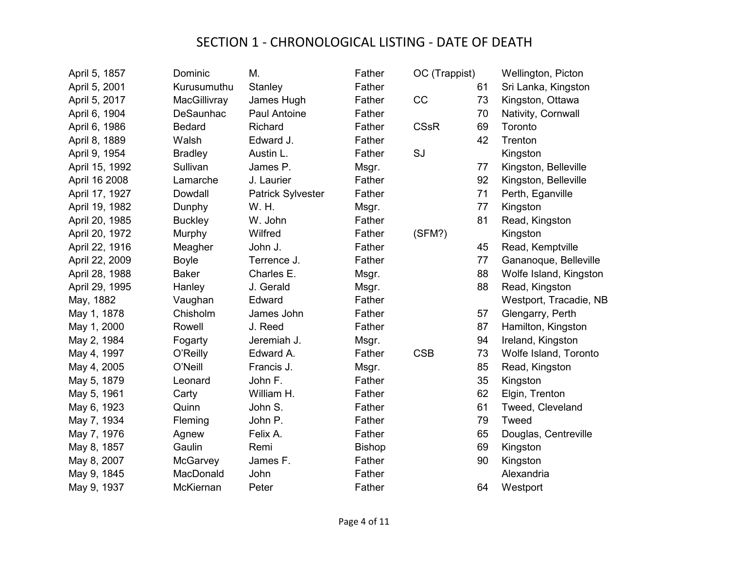# SECTION 1 - CHRONOLOGICAL LISTING - DATE OF DEATH

| | | | | | | |
|---|---|---|---|---|---|---|
| April 5, 1857 | Dominic | M. | Father | OC (Trappist) | | Wellington, Picton |
| April 5, 2001 | Kurusumuthu | Stanley | Father | | 61 | Sri Lanka, Kingston |
| April 5, 2017 | MacGillivray | James Hugh | Father | CC | 73 | Kingston, Ottawa |
| April 6, 1904 | DeSaunhac | Paul Antoine | Father | | 70 | Nativity, Cornwall |
| April 6, 1986 | Bedard | Richard | Father | CSsR | 69 | Toronto |
| April 8, 1889 | Walsh | Edward J. | Father | | 42 | Trenton |
| April 9, 1954 | Bradley | Austin L. | Father | SJ | | Kingston |
| April 15, 1992 | Sullivan | James P. | Msgr. | | 77 | Kingston, Belleville |
| April 16 2008 | Lamarche | J. Laurier | Father | | 92 | Kingston, Belleville |
| April 17, 1927 | Dowdall | Patrick Sylvester | Father | | 71 | Perth, Eganville |
| April 19, 1982 | Dunphy | W. H. | Msgr. | | 77 | Kingston |
| April 20, 1985 | Buckley | W. John | Father | | 81 | Read, Kingston |
| April 20, 1972 | Murphy | Wilfred | Father | (SFM?) | | Kingston |
| April 22, 1916 | Meagher | John J. | Father | | 45 | Read, Kemptville |
| April 22, 2009 | Boyle | Terrence J. | Father | | 77 | Gananoque, Belleville |
| April 28, 1988 | Baker | Charles E. | Msgr. | | 88 | Wolfe Island, Kingston |
| April 29, 1995 | Hanley | J. Gerald | Msgr. | | 88 | Read, Kingston |
| May, 1882 | Vaughan | Edward | Father | | | Westport, Tracadie, NB |
| May 1, 1878 | Chisholm | James John | Father | | 57 | Glengarry, Perth |
| May 1, 2000 | Rowell | J. Reed | Father | | 87 | Hamilton, Kingston |
| May 2, 1984 | Fogarty | Jeremiah J. | Msgr. | | 94 | Ireland, Kingston |
| May 4, 1997 | O'Reilly | Edward A. | Father | CSB | 73 | Wolfe Island, Toronto |
| May 4, 2005 | O'Neill | Francis J. | Msgr. | | 85 | Read, Kingston |
| May 5, 1879 | Leonard | John F. | Father | | 35 | Kingston |
| May 5, 1961 | Carty | William H. | Father | | 62 | Elgin, Trenton |
| May 6, 1923 | Quinn | John S. | Father | | 61 | Tweed, Cleveland |
| May 7, 1934 | Fleming | John P. | Father | | 79 | Tweed |
| May 7, 1976 | Agnew | Felix A. | Father | | 65 | Douglas, Centreville |
| May 8, 1857 | Gaulin | Remi | Bishop | | 69 | Kingston |
| May 8, 2007 | McGarvey | James F. | Father | | 90 | Kingston |
| May 9, 1845 | MacDonald | John | Father | | | Alexandria |
| May 9, 1937 | McKiernan | Peter | Father | | 64 | Westport |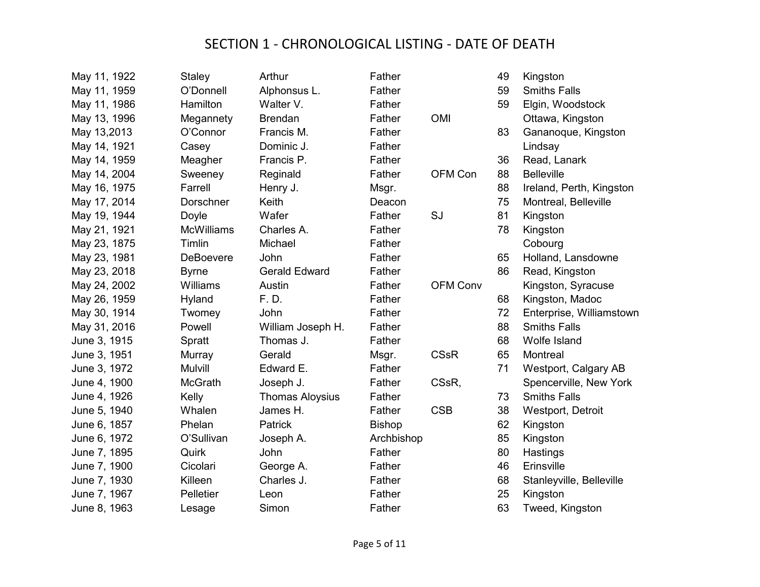# SECTION 1 - CHRONOLOGICAL LISTING - DATE OF DEATH

| | | | | | | |
|---|---|---|---|---|---|---|
| May 11, 1922 | Staley | Arthur | Father | | 49 | Kingston |
| May 11, 1959 | O'Donnell | Alphonsus L. | Father | | 59 | Smiths Falls |
| May 11, 1986 | Hamilton | Walter V. | Father | | 59 | Elgin, Woodstock |
| May 13, 1996 | Megannety | Brendan | Father | OMI | | Ottawa, Kingston |
| May 13,2013 | O'Connor | Francis M. | Father | | 83 | Gananoque, Kingston |
| May 14, 1921 | Casey | Dominic J. | Father | | | Lindsay |
| May 14, 1959 | Meagher | Francis P. | Father | | 36 | Read, Lanark |
| May 14, 2004 | Sweeney | Reginald | Father | OFM Con | 88 | Belleville |
| May 16, 1975 | Farrell | Henry J. | Msgr. | | 88 | Ireland, Perth, Kingston |
| May 17, 2014 | Dorschner | Keith | Deacon | | 75 | Montreal, Belleville |
| May 19, 1944 | Doyle | Wafer | Father | SJ | 81 | Kingston |
| May 21, 1921 | McWilliams | Charles A. | Father | | 78 | Kingston |
| May 23, 1875 | Timlin | Michael | Father | | | Cobourg |
| May 23, 1981 | DeBoevere | John | Father | | 65 | Holland, Lansdowne |
| May 23, 2018 | Byrne | Gerald Edward | Father | | 86 | Read, Kingston |
| May 24, 2002 | Williams | Austin | Father | OFM Conv | | Kingston, Syracuse |
| May 26, 1959 | Hyland | F. D. | Father | | 68 | Kingston, Madoc |
| May 30, 1914 | Twomey | John | Father | | 72 | Enterprise, Williamstown |
| May 31, 2016 | Powell | William Joseph H. | Father | | 88 | Smiths Falls |
| June 3, 1915 | Spratt | Thomas J. | Father | | 68 | Wolfe Island |
| June 3, 1951 | Murray | Gerald | Msgr. | CSsR | 65 | Montreal |
| June 3, 1972 | Mulvill | Edward E. | Father | | 71 | Westport, Calgary AB |
| June 4, 1900 | McGrath | Joseph J. | Father | CSsR, | | Spencerville, New York |
| June 4, 1926 | Kelly | Thomas Aloysius | Father | | 73 | Smiths Falls |
| June 5, 1940 | Whalen | James H. | Father | CSB | 38 | Westport, Detroit |
| June 6, 1857 | Phelan | Patrick | Bishop | | 62 | Kingston |
| June 6, 1972 | O'Sullivan | Joseph A. | Archbishop | | 85 | Kingston |
| June 7, 1895 | Quirk | John | Father | | 80 | Hastings |
| June 7, 1900 | Cicolari | George A. | Father | | 46 | Erinsville |
| June 7, 1930 | Killeen | Charles J. | Father | | 68 | Stanleyville, Belleville |
| June 7, 1967 | Pelletier | Leon | Father | | 25 | Kingston |
| June 8, 1963 | Lesage | Simon | Father | | 63 | Tweed, Kingston |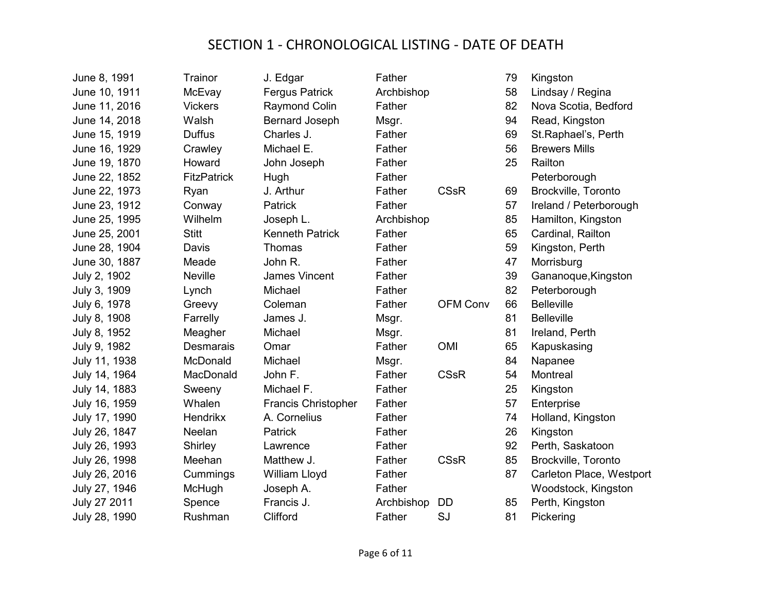# SECTION 1 - CHRONOLOGICAL LISTING - DATE OF DEATH

| Date of Death | Surname | Given Names | Title | Order | Age | Places |
|---|---|---|---|---|---|---|
| June 8, 1991 | Trainor | J. Edgar | Father | | 79 | Kingston |
| June 10, 1911 | McEvay | Fergus Patrick | Archbishop | | 58 | Lindsay / Regina |
| June 11, 2016 | Vickers | Raymond Colin | Father | | 82 | Nova Scotia, Bedford |
| June 14, 2018 | Walsh | Bernard Joseph | Msgr. | | 94 | Read, Kingston |
| June 15, 1919 | Duffus | Charles J. | Father | | 69 | St.Raphael's, Perth |
| June 16, 1929 | Crawley | Michael E. | Father | | 56 | Brewers Mills |
| June 19, 1870 | Howard | John Joseph | Father | | 25 | Railton |
| June 22, 1852 | FitzPatrick | Hugh | Father | | | Peterborough |
| June 22, 1973 | Ryan | J. Arthur | Father | CSsR | 69 | Brockville, Toronto |
| June 23, 1912 | Conway | Patrick | Father | | 57 | Ireland / Peterborough |
| June 25, 1995 | Wilhelm | Joseph L. | Archbishop | | 85 | Hamilton, Kingston |
| June 25, 2001 | Stitt | Kenneth Patrick | Father | | 65 | Cardinal, Railton |
| June 28, 1904 | Davis | Thomas | Father | | 59 | Kingston, Perth |
| June 30, 1887 | Meade | John R. | Father | | 47 | Morrisburg |
| July 2, 1902 | Neville | James Vincent | Father | | 39 | Gananoque,Kingston |
| July 3, 1909 | Lynch | Michael | Father | | 82 | Peterborough |
| July 6, 1978 | Greevy | Coleman | Father | OFM Conv | 66 | Belleville |
| July 8, 1908 | Farrelly | James J. | Msgr. | | 81 | Belleville |
| July 8, 1952 | Meagher | Michael | Msgr. | | 81 | Ireland, Perth |
| July 9, 1982 | Desmarais | Omar | Father | OMI | 65 | Kapuskasing |
| July 11, 1938 | McDonald | Michael | Msgr. | | 84 | Napanee |
| July 14, 1964 | MacDonald | John F. | Father | CSsR | 54 | Montreal |
| July 14, 1883 | Sweeny | Michael F. | Father | | 25 | Kingston |
| July 16, 1959 | Whalen | Francis Christopher | Father | | 57 | Enterprise |
| July 17, 1990 | Hendrikx | A. Cornelius | Father | | 74 | Holland, Kingston |
| July 26, 1847 | Neelan | Patrick | Father | | 26 | Kingston |
| July 26, 1993 | Shirley | Lawrence | Father | | 92 | Perth, Saskatoon |
| July 26, 1998 | Meehan | Matthew J. | Father | CSsR | 85 | Brockville, Toronto |
| July 26, 2016 | Cummings | William Lloyd | Father | | 87 | Carleton Place, Westport |
| July 27, 1946 | McHugh | Joseph A. | Father | | | Woodstock, Kingston |
| July 27 2011 | Spence | Francis J. | Archbishop | DD | 85 | Perth, Kingston |
| July 28, 1990 | Rushman | Clifford | Father | SJ | 81 | Pickering |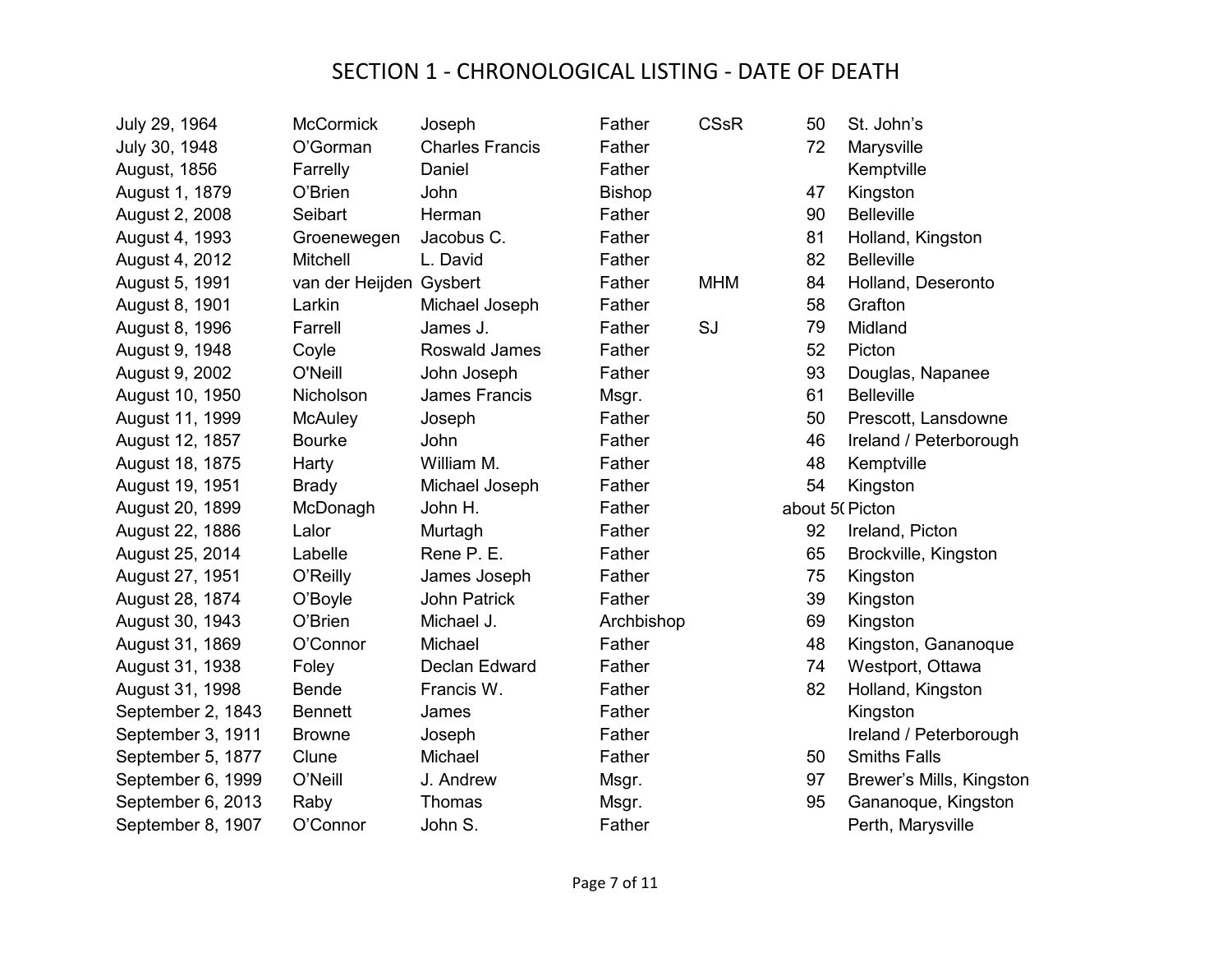# SECTION 1 - CHRONOLOGICAL LISTING - DATE OF DEATH

| | | | | | | |
|---|---|---|---|---|---|---|
| July 29, 1964 | McCormick | Joseph | Father | CSsR | 50 | St. John’s |
| July 30, 1948 | O’Gorman | Charles Francis | Father | | 72 | Marysville |
| August, 1856 | Farrelly | Daniel | Father | | | Kemptville |
| August 1, 1879 | O’Brien | John | Bishop | | 47 | Kingston |
| August 2, 2008 | Seibart | Herman | Father | | 90 | Belleville |
| August 4, 1993 | Groenewegen | Jacobus C. | Father | | 81 | Holland, Kingston |
| August 4, 2012 | Mitchell | L. David | Father | | 82 | Belleville |
| August 5, 1991 | van der Heijden | Gysbert | Father | MHM | 84 | Holland, Deseronto |
| August 8, 1901 | Larkin | Michael Joseph | Father | | 58 | Grafton |
| August 8, 1996 | Farrell | James J. | Father | SJ | 79 | Midland |
| August 9, 1948 | Coyle | Roswald James | Father | | 52 | Picton |
| August 9, 2002 | O'Neill | John Joseph | Father | | 93 | Douglas, Napanee |
| August 10, 1950 | Nicholson | James Francis | Msgr. | | 61 | Belleville |
| August 11, 1999 | McAuley | Joseph | Father | | 50 | Prescott, Lansdowne |
| August 12, 1857 | Bourke | John | Father | | 46 | Ireland / Peterborough |
| August 18, 1875 | Harty | William M. | Father | | 48 | Kemptville |
| August 19, 1951 | Brady | Michael Joseph | Father | | 54 | Kingston |
| August 20, 1899 | McDonagh | John H. | Father | | about 50 | Picton |
| August 22, 1886 | Lalor | Murtagh | Father | | 92 | Ireland, Picton |
| August 25, 2014 | Labelle | Rene P. E. | Father | | 65 | Brockville, Kingston |
| August 27, 1951 | O’Reilly | James Joseph | Father | | 75 | Kingston |
| August 28, 1874 | O’Boyle | John Patrick | Father | | 39 | Kingston |
| August 30, 1943 | O’Brien | Michael J. | Archbishop | | 69 | Kingston |
| August 31, 1869 | O’Connor | Michael | Father | | 48 | Kingston, Gananoque |
| August 31, 1938 | Foley | Declan Edward | Father | | 74 | Westport, Ottawa |
| August 31, 1998 | Bende | Francis W. | Father | | 82 | Holland, Kingston |
| September 2, 1843 | Bennett | James | Father | | | Kingston |
| September 3, 1911 | Browne | Joseph | Father | | | Ireland / Peterborough |
| September 5, 1877 | Clune | Michael | Father | | 50 | Smiths Falls |
| September 6, 1999 | O’Neill | J. Andrew | Msgr. | | 97 | Brewer’s Mills, Kingston |
| September 6, 2013 | Raby | Thomas | Msgr. | | 95 | Gananoque, Kingston |
| September 8, 1907 | O’Connor | John S. | Father | | | Perth, Marysville |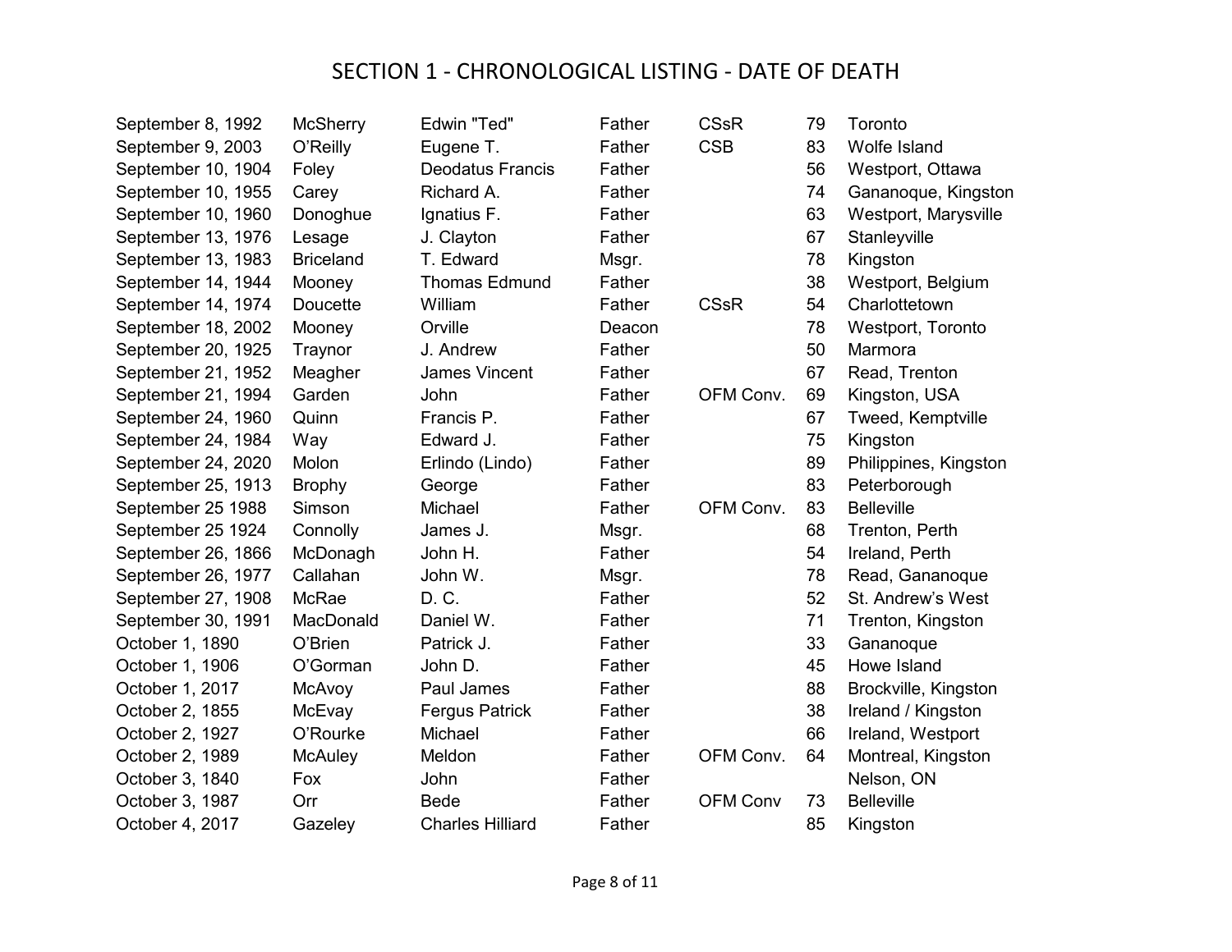# SECTION 1 - CHRONOLOGICAL LISTING - DATE OF DEATH

| | | | | | | |
|---|---|---|---|---|---|---|
| September 8, 1992 | McSherry | Edwin "Ted" | Father | CSsR | 79 | Toronto |
| September 9, 2003 | O'Reilly | Eugene T. | Father | CSB | 83 | Wolfe Island |
| September 10, 1904 | Foley | Deodatus Francis | Father | | 56 | Westport, Ottawa |
| September 10, 1955 | Carey | Richard A. | Father | | 74 | Gananoque, Kingston |
| September 10, 1960 | Donoghue | Ignatius F. | Father | | 63 | Westport, Marysville |
| September 13, 1976 | Lesage | J. Clayton | Father | | 67 | Stanleyville |
| September 13, 1983 | Briceland | T. Edward | Msgr. | | 78 | Kingston |
| September 14, 1944 | Mooney | Thomas Edmund | Father | | 38 | Westport, Belgium |
| September 14, 1974 | Doucette | William | Father | CSsR | 54 | Charlottetown |
| September 18, 2002 | Mooney | Orville | Deacon | | 78 | Westport, Toronto |
| September 20, 1925 | Traynor | J. Andrew | Father | | 50 | Marmora |
| September 21, 1952 | Meagher | James Vincent | Father | | 67 | Read, Trenton |
| September 21, 1994 | Garden | John | Father | OFM Conv. | 69 | Kingston, USA |
| September 24, 1960 | Quinn | Francis P. | Father | | 67 | Tweed, Kemptville |
| September 24, 1984 | Way | Edward J. | Father | | 75 | Kingston |
| September 24, 2020 | Molon | Erlindo (Lindo) | Father | | 89 | Philippines, Kingston |
| September 25, 1913 | Brophy | George | Father | | 83 | Peterborough |
| September 25 1988 | Simson | Michael | Father | OFM Conv. | 83 | Belleville |
| September 25 1924 | Connolly | James J. | Msgr. | | 68 | Trenton, Perth |
| September 26, 1866 | McDonagh | John H. | Father | | 54 | Ireland, Perth |
| September 26, 1977 | Callahan | John W. | Msgr. | | 78 | Read, Gananoque |
| September 27, 1908 | McRae | D. C. | Father | | 52 | St. Andrew's West |
| September 30, 1991 | MacDonald | Daniel W. | Father | | 71 | Trenton, Kingston |
| October 1, 1890 | O'Brien | Patrick J. | Father | | 33 | Gananoque |
| October 1, 1906 | O'Gorman | John D. | Father | | 45 | Howe Island |
| October 1, 2017 | McAvoy | Paul James | Father | | 88 | Brockville, Kingston |
| October 2, 1855 | McEvay | Fergus Patrick | Father | | 38 | Ireland / Kingston |
| October 2, 1927 | O'Rourke | Michael | Father | | 66 | Ireland, Westport |
| October 2, 1989 | McAuley | Meldon | Father | OFM Conv. | 64 | Montreal, Kingston |
| October 3, 1840 | Fox | John | Father | | | Nelson, ON |
| October 3, 1987 | Orr | Bede | Father | OFM Conv | 73 | Belleville |
| October 4, 2017 | Gazeley | Charles Hilliard | Father | | 85 | Kingston |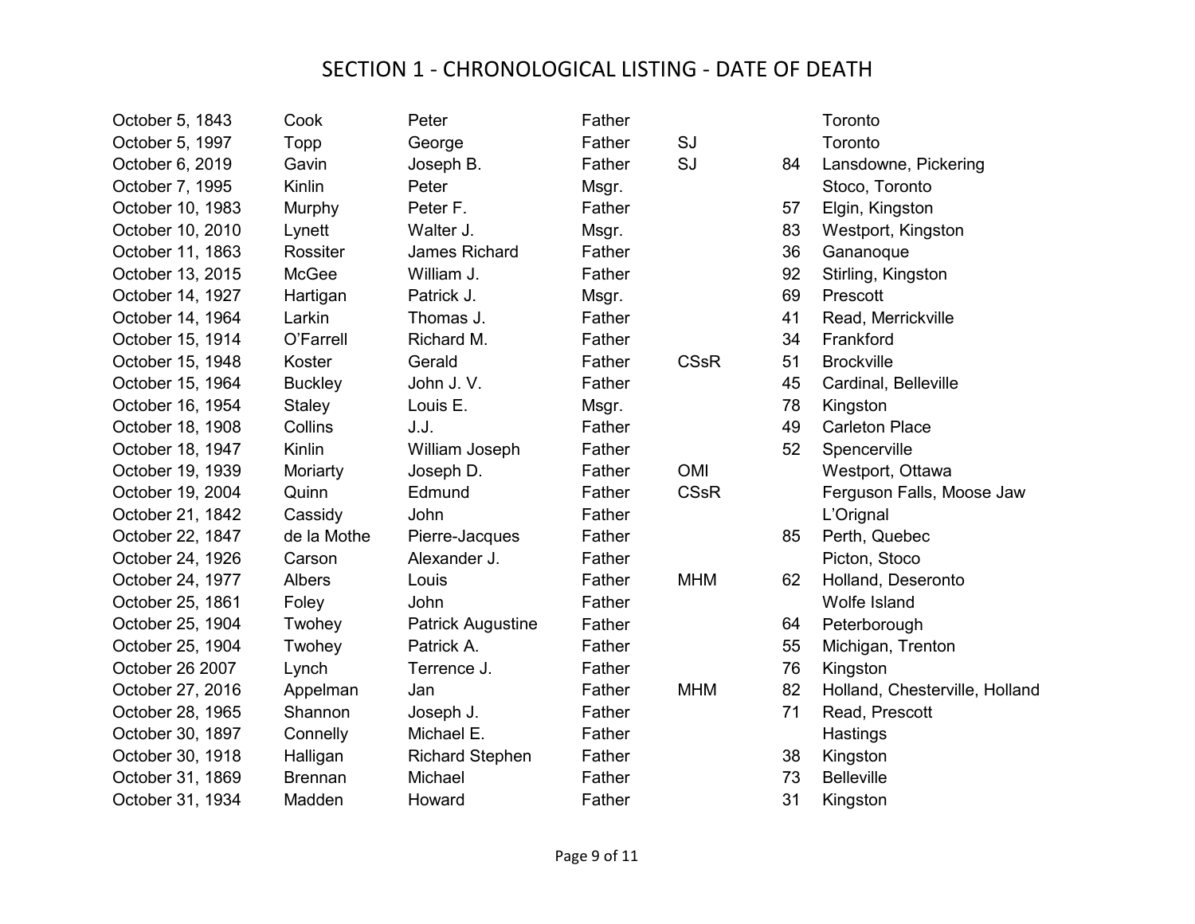# SECTION 1 - CHRONOLOGICAL LISTING - DATE OF DEATH

| | | | | | | |
|---|---|---|---|---|---|---|
| October 5, 1843 | Cook | Peter | Father | | | Toronto |
| October 5, 1997 | Topp | George | Father | SJ | | Toronto |
| October 6, 2019 | Gavin | Joseph B. | Father | SJ | 84 | Lansdowne, Pickering |
| October 7, 1995 | Kinlin | Peter | Msgr. | | | Stoco, Toronto |
| October 10, 1983 | Murphy | Peter F. | Father | | 57 | Elgin, Kingston |
| October 10, 2010 | Lynett | Walter J. | Msgr. | | 83 | Westport, Kingston |
| October 11, 1863 | Rossiter | James Richard | Father | | 36 | Gananoque |
| October 13, 2015 | McGee | William J. | Father | | 92 | Stirling, Kingston |
| October 14, 1927 | Hartigan | Patrick J. | Msgr. | | 69 | Prescott |
| October 14, 1964 | Larkin | Thomas J. | Father | | 41 | Read, Merrickville |
| October 15, 1914 | O'Farrell | Richard M. | Father | | 34 | Frankford |
| October 15, 1948 | Koster | Gerald | Father | CSsR | 51 | Brockville |
| October 15, 1964 | Buckley | John J. V. | Father | | 45 | Cardinal, Belleville |
| October 16, 1954 | Staley | Louis E. | Msgr. | | 78 | Kingston |
| October 18, 1908 | Collins | J.J. | Father | | 49 | Carleton Place |
| October 18, 1947 | Kinlin | William Joseph | Father | | 52 | Spencerville |
| October 19, 1939 | Moriarty | Joseph D. | Father | OMI | | Westport, Ottawa |
| October 19, 2004 | Quinn | Edmund | Father | CSsR | | Ferguson Falls, Moose Jaw |
| October 21, 1842 | Cassidy | John | Father | | | L'Orignal |
| October 22, 1847 | de la Mothe | Pierre-Jacques | Father | | 85 | Perth, Quebec |
| October 24, 1926 | Carson | Alexander J. | Father | | | Picton, Stoco |
| October 24, 1977 | Albers | Louis | Father | MHM | 62 | Holland, Deseronto |
| October 25, 1861 | Foley | John | Father | | | Wolfe Island |
| October 25, 1904 | Twohey | Patrick Augustine | Father | | 64 | Peterborough |
| October 25, 1904 | Twohey | Patrick A. | Father | | 55 | Michigan, Trenton |
| October 26 2007 | Lynch | Terrence J. | Father | | 76 | Kingston |
| October 27, 2016 | Appelman | Jan | Father | MHM | 82 | Holland, Chesterville, Holland |
| October 28, 1965 | Shannon | Joseph J. | Father | | 71 | Read, Prescott |
| October 30, 1897 | Connelly | Michael E. | Father | | | Hastings |
| October 30, 1918 | Halligan | Richard Stephen | Father | | 38 | Kingston |
| October 31, 1869 | Brennan | Michael | Father | | 73 | Belleville |
| October 31, 1934 | Madden | Howard | Father | | 31 | Kingston |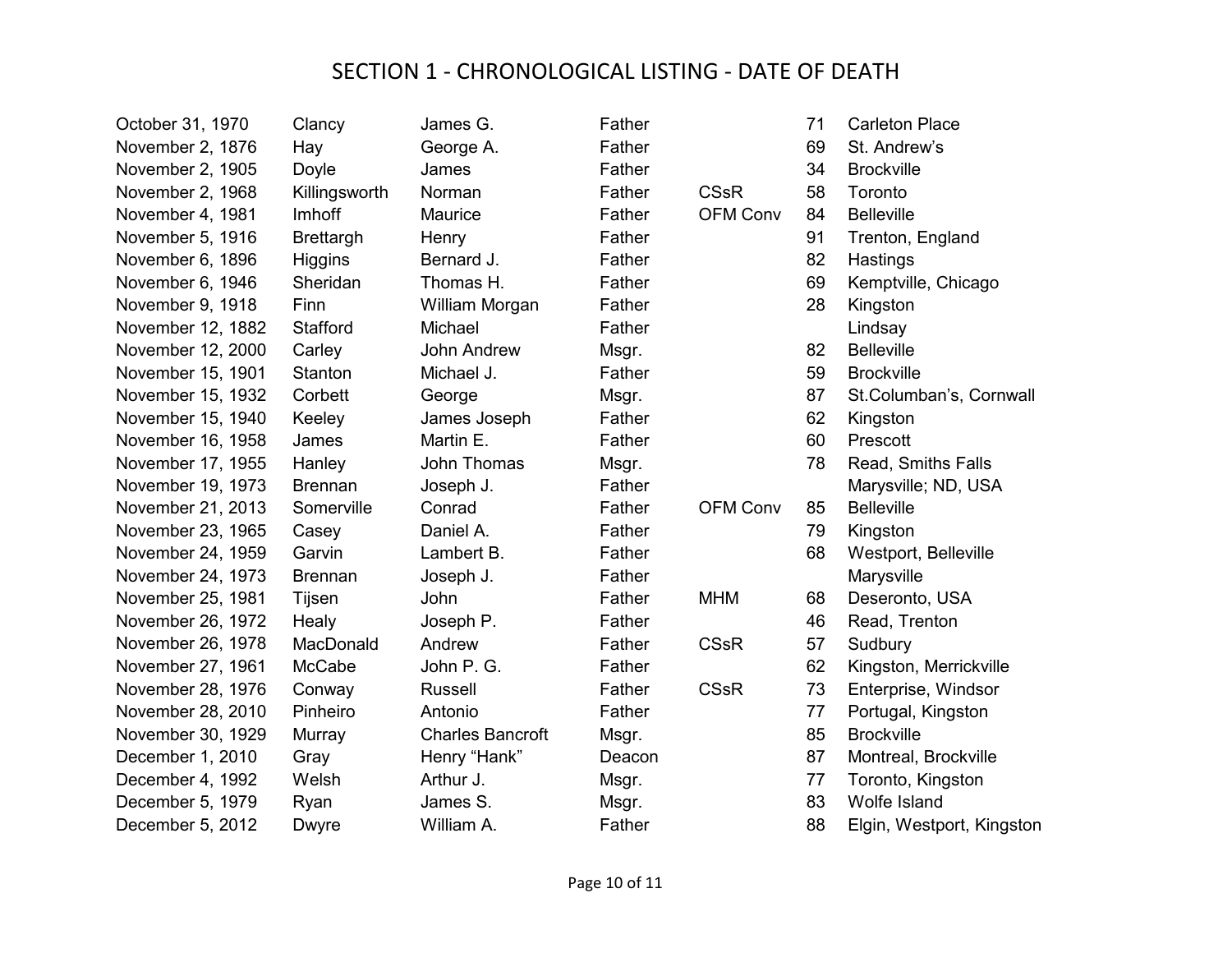# SECTION 1 - CHRONOLOGICAL LISTING - DATE OF DEATH

| | | | | | | |
|---|---|---|---|---|---|---|
| October 31, 1970 | Clancy | James G. | Father | | 71 | Carleton Place |
| November 2, 1876 | Hay | George A. | Father | | 69 | St. Andrew's |
| November 2, 1905 | Doyle | James | Father | | 34 | Brockville |
| November 2, 1968 | Killingsworth | Norman | Father | CSsR | 58 | Toronto |
| November 4, 1981 | Imhoff | Maurice | Father | OFM Conv | 84 | Belleville |
| November 5, 1916 | Brettargh | Henry | Father | | 91 | Trenton, England |
| November 6, 1896 | Higgins | Bernard J. | Father | | 82 | Hastings |
| November 6, 1946 | Sheridan | Thomas H. | Father | | 69 | Kemptville, Chicago |
| November 9, 1918 | Finn | William Morgan | Father | | 28 | Kingston |
| November 12, 1882 | Stafford | Michael | Father | | | Lindsay |
| November 12, 2000 | Carley | John Andrew | Msgr. | | 82 | Belleville |
| November 15, 1901 | Stanton | Michael J. | Father | | 59 | Brockville |
| November 15, 1932 | Corbett | George | Msgr. | | 87 | St.Columban's, Cornwall |
| November 15, 1940 | Keeley | James Joseph | Father | | 62 | Kingston |
| November 16, 1958 | James | Martin E. | Father | | 60 | Prescott |
| November 17, 1955 | Hanley | John Thomas | Msgr. | | 78 | Read, Smiths Falls |
| November 19, 1973 | Brennan | Joseph J. | Father | | | Marysville; ND, USA |
| November 21, 2013 | Somerville | Conrad | Father | OFM Conv | 85 | Belleville |
| November 23, 1965 | Casey | Daniel A. | Father | | 79 | Kingston |
| November 24, 1959 | Garvin | Lambert B. | Father | | 68 | Westport, Belleville |
| November 24, 1973 | Brennan | Joseph J. | Father | | | Marysville |
| November 25, 1981 | Tijsen | John | Father | MHM | 68 | Deseronto, USA |
| November 26, 1972 | Healy | Joseph P. | Father | | 46 | Read, Trenton |
| November 26, 1978 | MacDonald | Andrew | Father | CSsR | 57 | Sudbury |
| November 27, 1961 | McCabe | John P. G. | Father | | 62 | Kingston, Merrickville |
| November 28, 1976 | Conway | Russell | Father | CSsR | 73 | Enterprise, Windsor |
| November 28, 2010 | Pinheiro | Antonio | Father | | 77 | Portugal, Kingston |
| November 30, 1929 | Murray | Charles Bancroft | Msgr. | | 85 | Brockville |
| December 1, 2010 | Gray | Henry "Hank" | Deacon | | 87 | Montreal, Brockville |
| December 4, 1992 | Welsh | Arthur J. | Msgr. | | 77 | Toronto, Kingston |
| December 5, 1979 | Ryan | James S. | Msgr. | | 83 | Wolfe Island |
| December 5, 2012 | Dwyre | William A. | Father | | 88 | Elgin, Westport, Kingston |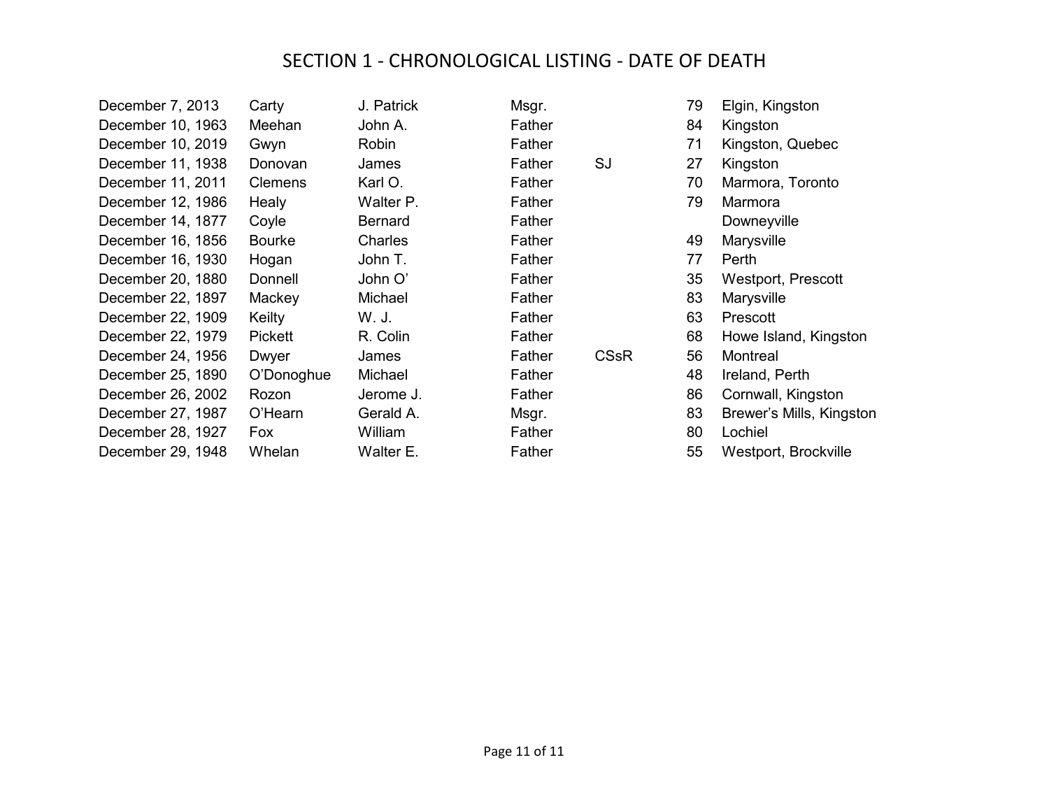# SECTION 1 - CHRONOLOGICAL LISTING - DATE OF DEATH

| | | | | | | |
|---|---|---|---|---|---|---|
| December 7, 2013 | Carty | J. Patrick | Msgr. | | 79 | Elgin, Kingston |
| December 10, 1963 | Meehan | John A. | Father | | 84 | Kingston |
| December 10, 2019 | Gwyn | Robin | Father | | 71 | Kingston, Quebec |
| December 11, 1938 | Donovan | James | Father | SJ | 27 | Kingston |
| December 11, 2011 | Clemens | Karl O. | Father | | 70 | Marmora, Toronto |
| December 12, 1986 | Healy | Walter P. | Father | | 79 | Marmora |
| December 14, 1877 | Coyle | Bernard | Father | | | Downeyville |
| December 16, 1856 | Bourke | Charles | Father | | 49 | Marysville |
| December 16, 1930 | Hogan | John T. | Father | | 77 | Perth |
| December 20, 1880 | Donnell | John O' | Father | | 35 | Westport, Prescott |
| December 22, 1897 | Mackey | Michael | Father | | 83 | Marysville |
| December 22, 1909 | Keilty | W. J. | Father | | 63 | Prescott |
| December 22, 1979 | Pickett | R. Colin | Father | | 68 | Howe Island, Kingston |
| December 24, 1956 | Dwyer | James | Father | CSsR | 56 | Montreal |
| December 25, 1890 | O'Donoghue | Michael | Father | | 48 | Ireland, Perth |
| December 26, 2002 | Rozon | Jerome J. | Father | | 86 | Cornwall, Kingston |
| December 27, 1987 | O'Hearn | Gerald A. | Msgr. | | 83 | Brewer's Mills, Kingston |
| December 28, 1927 | Fox | William | Father | | 80 | Lochiel |
| December 29, 1948 | Whelan | Walter E. | Father | | 55 | Westport, Brockville |